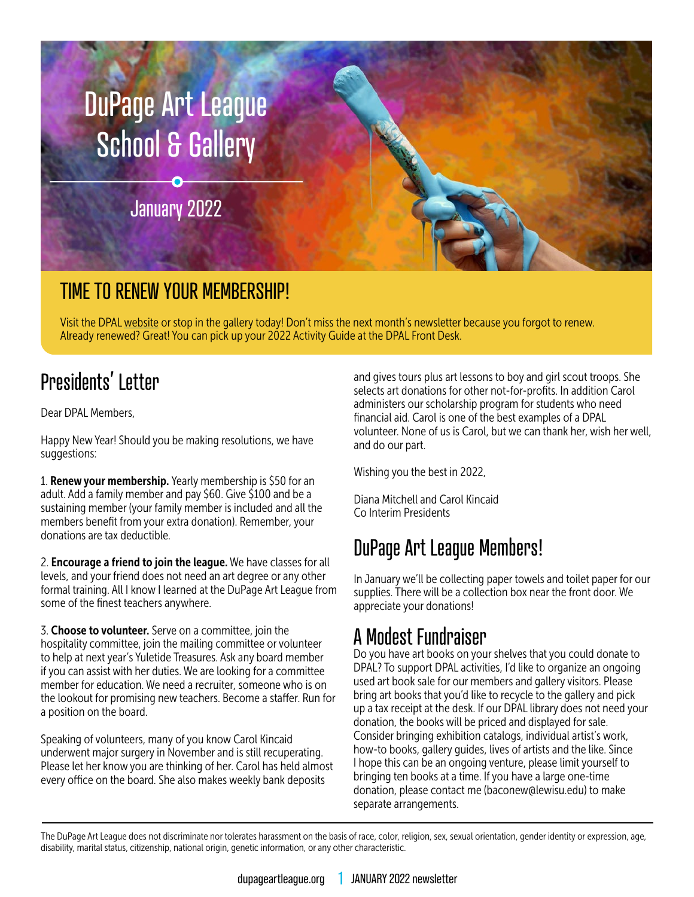# DuPage Art League School & Gallery

January 2022

## TIME TO RENEW YOUR MEMBERSHIP!

Visit the DPAL website or stop in the gallery today! Don't miss the next month's newsletter because you forgot to renew. Already renewed? Great! You can pick up your 2022 Activity Guide at the DPAL Front Desk.

## Presidents' Letter

Dear DPAL Members,

Happy New Year! Should you be making resolutions, we have suggestions:

1. **Renew your membership.** Yearly membership is $50 for an adult. Add a family member and pay $60. Give $100 and be a sustaining member (your family member is included and all the members benefit from your extra donation). Remember, your donations are tax deductible.

2. **Encourage a friend to join the league.** We have classes for all levels, and your friend does not need an art degree or any other formal training. All I know I learned at the DuPage Art League from some of the finest teachers anywhere.

3. **Choose to volunteer.** Serve on a committee, join the hospitality committee, join the mailing committee or volunteer to help at next year's Yuletide Treasures. Ask any board member if you can assist with her duties. We are looking for a committee member for education. We need a recruiter, someone who is on the lookout for promising new teachers. Become a staffer. Run for a position on the board.

Speaking of volunteers, many of you know Carol Kincaid underwent major surgery in November and is still recuperating. Please let her know you are thinking of her. Carol has held almost every office on the board. She also makes weekly bank deposits and gives tours plus art lessons to boy and girl scout troops. She selects art donations for other not-for-profits. In addition Carol administers our scholarship program for students who need financial aid. Carol is one of the best examples of a DPAL volunteer. None of us is Carol, but we can thank her, wish her well, and do our part.

Wishing you the best in 2022,

Diana Mitchell and Carol Kincaid
Co Interim Presidents

## DuPage Art League Members!

In January we'll be collecting paper towels and toilet paper for our supplies. There will be a collection box near the front door. We appreciate your donations!

## A Modest Fundraiser

Do you have art books on your shelves that you could donate to DPAL? To support DPAL activities, I'd like to organize an ongoing used art book sale for our members and gallery visitors. Please bring art books that you'd like to recycle to the gallery and pick up a tax receipt at the desk. If our DPAL library does not need your donation, the books will be priced and displayed for sale. Consider bringing exhibition catalogs, individual artist's work, how-to books, gallery guides, lives of artists and the like. Since I hope this can be an ongoing venture, please limit yourself to bringing ten books at a time. If you have a large one-time donation, please contact me (baconew@lewisu.edu) to make separate arrangements.

---

The DuPage Art League does not discriminate nor tolerates harassment on the basis of race, color, religion, sex, sexual orientation, gender identity or expression, age, disability, marital status, citizenship, national origin, genetic information, or any other characteristic.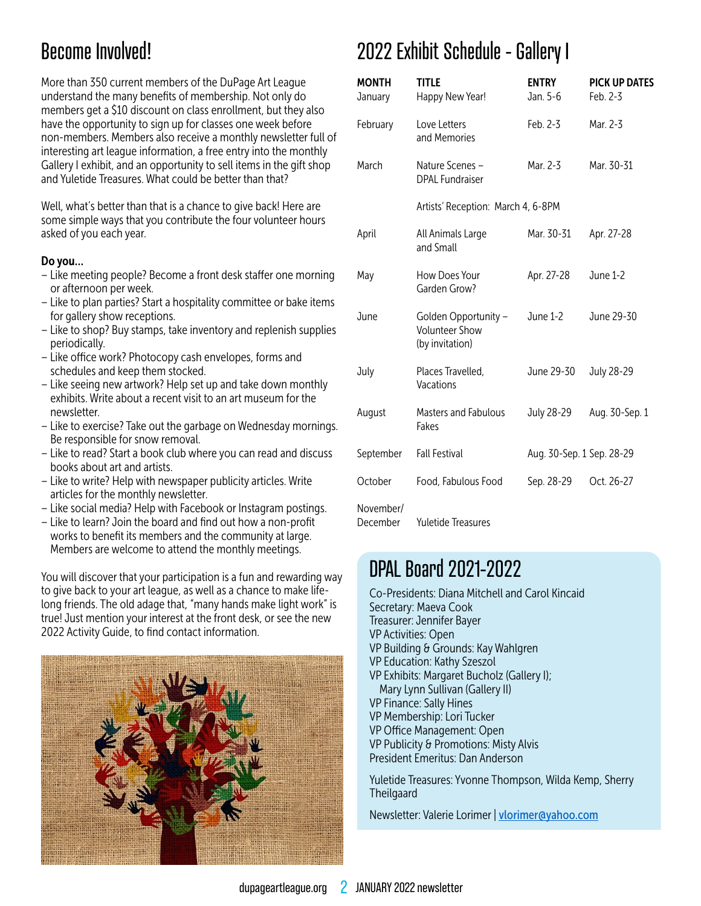# Become Involved!

More than 350 current members of the DuPage Art League understand the many benefits of membership. Not only do members get a $10 discount on class enrollment, but they also have the opportunity to sign up for classes one week before non-members. Members also receive a monthly newsletter full of interesting art league information, a free entry into the monthly Gallery I exhibit, and an opportunity to sell items in the gift shop and Yuletide Treasures. What could be better than that?

Well, what's better than that is a chance to give back! Here are some simple ways that you contribute the four volunteer hours asked of you each year.

**Do you...**

- Like meeting people? Become a front desk staffer one morning or afternoon per week.
- Like to plan parties? Start a hospitality committee or bake items for gallery show receptions.
- Like to shop? Buy stamps, take inventory and replenish supplies periodically.
- Like office work? Photocopy cash envelopes, forms and schedules and keep them stocked.
- Like seeing new artwork? Help set up and take down monthly exhibits. Write about a recent visit to an art museum for the newsletter.
- Like to exercise? Take out the garbage on Wednesday mornings. Be responsible for snow removal.
- Like to read? Start a book club where you can read and discuss books about art and artists.
- Like to write? Help with newspaper publicity articles. Write articles for the monthly newsletter.
- Like social media? Help with Facebook or Instagram postings.
- Like to learn? Join the board and find out how a non-profit works to benefit its members and the community at large. Members are welcome to attend the monthly meetings.

You will discover that your participation is a fun and rewarding way to give back to your art league, as well as a chance to make life-long friends. The old adage that, "many hands make light work" is true! Just mention your interest at the front desk, or see the new 2022 Activity Guide, to find contact information.

# 2022 Exhibit Schedule - Gallery I

| MONTH | TITLE | ENTRY | PICK UP DATES |
|---|---|---|---|
| January | Happy New Year! | Jan. 5-6 | Feb. 2-3 |
| February | Love Letters and Memories | Feb. 2-3 | Mar. 2-3 |
| March | Nature Scenes – DPAL Fundraiser | Mar. 2-3 | Mar. 30-31 |
| | Artists' Reception: March 4, 6-8PM | | |
| April | All Animals Large and Small | Mar. 30-31 | Apr. 27-28 |
| May | How Does Your Garden Grow? | Apr. 27-28 | June 1-2 |
| June | Golden Opportunity – Volunteer Show (by invitation) | June 1-2 | June 29-30 |
| July | Places Travelled, Vacations | June 29-30 | July 28-29 |
| August | Masters and Fabulous Fakes | July 28-29 | Aug. 30-Sep. 1 |
| September | Fall Festival | Aug. 30-Sep. 1 | Sep. 28-29 |
| October | Food, Fabulous Food | Sep. 28-29 | Oct. 26-27 |
| November/ December | Yuletide Treasures | | |

# DPAL Board 2021-2022

Co-Presidents: Diana Mitchell and Carol Kincaid
Secretary: Maeva Cook
Treasurer: Jennifer Bayer
VP Activities: Open
VP Building & Grounds: Kay Wahlgren
VP Education: Kathy Szeszol
VP Exhibits: Margaret Bucholz (Gallery I);
Mary Lynn Sullivan (Gallery II)
VP Finance: Sally Hines
VP Membership: Lori Tucker
VP Office Management: Open
VP Publicity & Promotions: Misty Alvis
President Emeritus: Dan Anderson

Yuletide Treasures: Yvonne Thompson, Wilda Kemp, Sherry Theilgaard

Newsletter: Valerie Lorimer | vlorimer@yahoo.com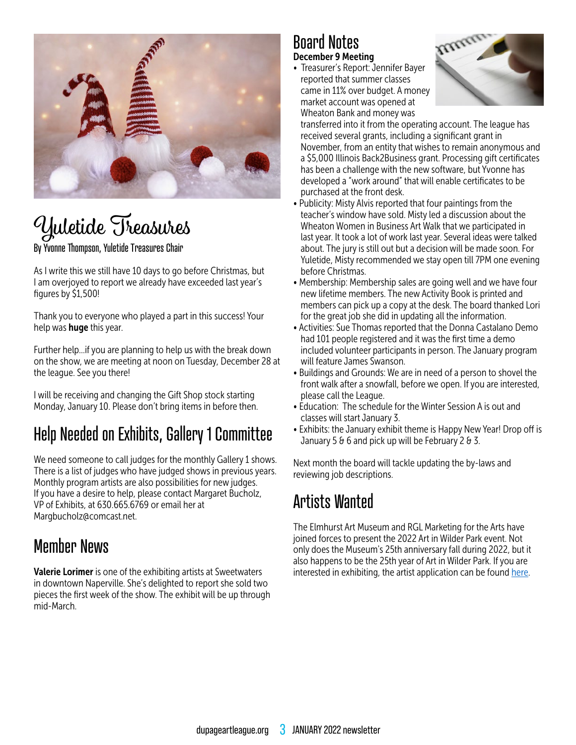## Yuletide Treasures

By Yvonne Thompson, Yuletide Treasures Chair

As I write this we still have 10 days to go before Christmas, but I am overjoyed to report we already have exceeded last year's figures by $1,500!

Thank you to everyone who played a part in this success! Your help was **huge** this year.

Further help...if you are planning to help us with the break down on the show, we are meeting at noon on Tuesday, December 28 at the league. See you there!

I will be receiving and changing the Gift Shop stock starting Monday, January 10. Please don't bring items in before then.

## Help Needed on Exhibits, Gallery 1 Committee

We need someone to call judges for the monthly Gallery 1 shows. There is a list of judges who have judged shows in previous years. Monthly program artists are also possibilities for new judges. If you have a desire to help, please contact Margaret Bucholz, VP of Exhibits, at 630.665.6769 or email her at Margbucholz@comcast.net.

## Member News

**Valerie Lorimer** is one of the exhibiting artists at Sweetwaters in downtown Naperville. She's delighted to report she sold two pieces the first week of the show. The exhibit will be up through mid-March.

## Board Notes

**December 9 Meeting**

- Treasurer's Report: Jennifer Bayer reported that summer classes came in 11% over budget. A money market account was opened at Wheaton Bank and money was transferred into it from the operating account. The league has received several grants, including a significant grant in November, from an entity that wishes to remain anonymous and a $5,000 Illinois Back2Business grant. Processing gift certificates has been a challenge with the new software, but Yvonne has developed a "work around" that will enable certificates to be purchased at the front desk.
- Publicity: Misty Alvis reported that four paintings from the teacher's window have sold. Misty led a discussion about the Wheaton Women in Business Art Walk that we participated in last year. It took a lot of work last year. Several ideas were talked about. The jury is still out but a decision will be made soon. For Yuletide, Misty recommended we stay open till 7PM one evening before Christmas.
- Membership: Membership sales are going well and we have four new lifetime members. The new Activity Book is printed and members can pick up a copy at the desk. The board thanked Lori for the great job she did in updating all the information.
- Activities: Sue Thomas reported that the Donna Castalano Demo had 101 people registered and it was the first time a demo included volunteer participants in person. The January program will feature James Swanson.
- Buildings and Grounds: We are in need of a person to shovel the front walk after a snowfall, before we open. If you are interested, please call the League.
- Education: The schedule for the Winter Session A is out and classes will start January 3.
- Exhibits: the January exhibit theme is Happy New Year! Drop off is January 5 & 6 and pick up will be February 2 & 3.

Next month the board will tackle updating the by-laws and reviewing job descriptions.

## Artists Wanted

The Elmhurst Art Museum and RGL Marketing for the Arts have joined forces to present the 2022 Art in Wilder Park event. Not only does the Museum's 25th anniversary fall during 2022, but it also happens to be the 25th year of Art in Wilder Park. If you are interested in exhibiting, the artist application can be found here.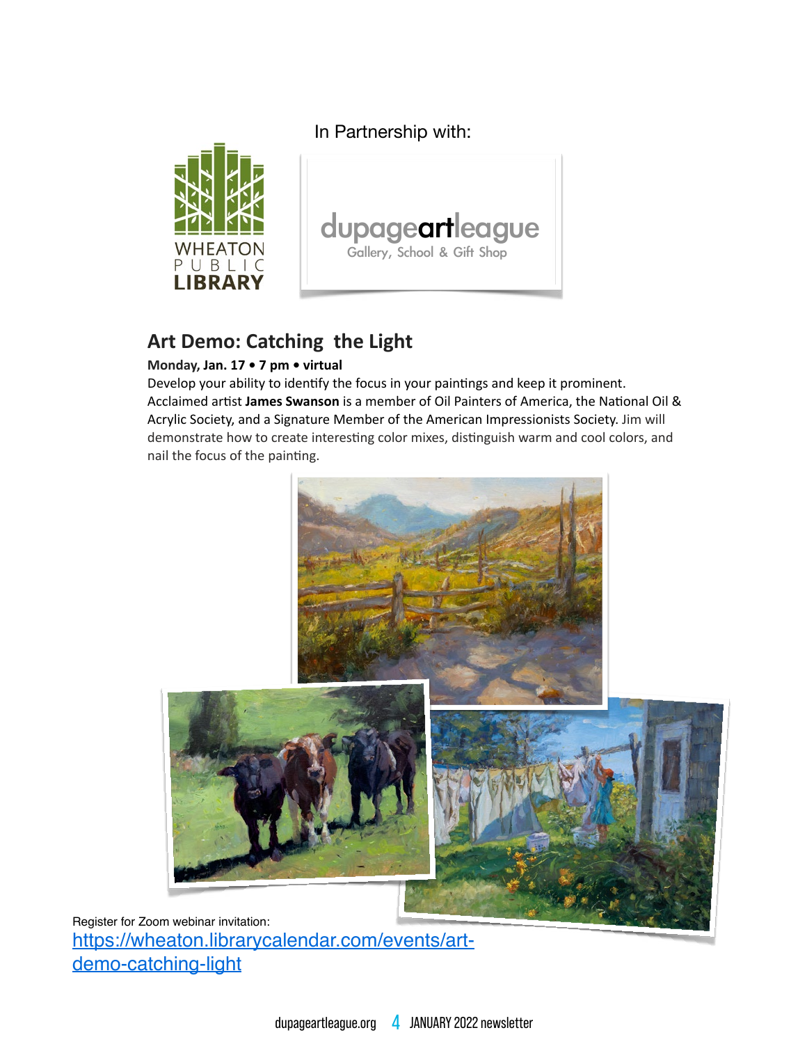In Partnership with:

WHEATON PUBLIC LIBRARY

dupageartleague
Gallery, School & Gift Shop

## Art Demo: Catching the Light

**Monday, Jan. 17 • 7 pm • virtual**

Develop your ability to identify the focus in your paintings and keep it prominent. Acclaimed artist **James Swanson** is a member of Oil Painters of America, the National Oil & Acrylic Society, and a Signature Member of the American Impressionists Society. Jim will demonstrate how to create interesting color mixes, distinguish warm and cool colors, and nail the focus of the painting.

Register for Zoom webinar invitation:
[https://wheaton.librarycalendar.com/events/art-demo-catching-light](https://wheaton.librarycalendar.com/events/art-demo-catching-light)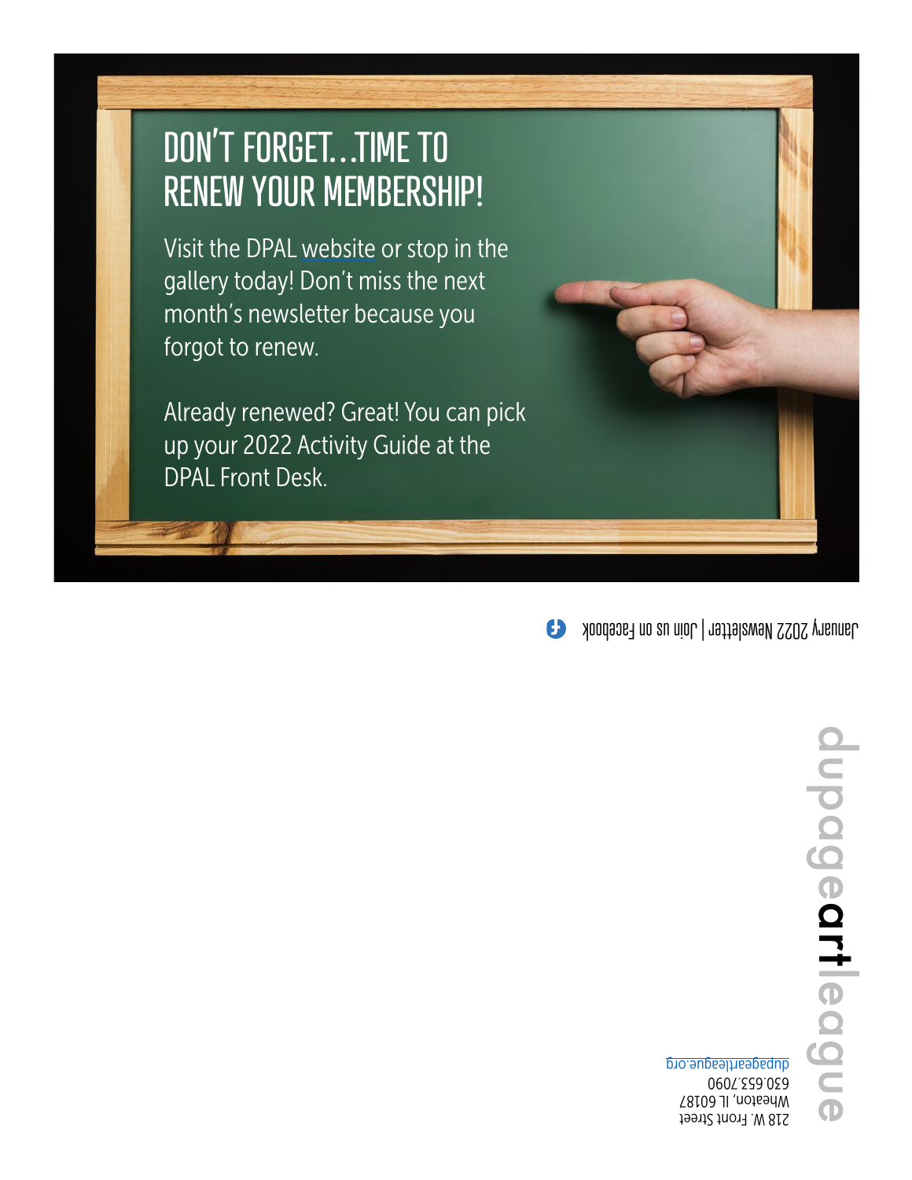# DON'T FORGET...TIME TO RENEW YOUR MEMBERSHIP!

Visit the DPAL website or stop in the gallery today! Don't miss the next month's newsletter because you forgot to renew.

Already renewed? Great! You can pick up your 2022 Activity Guide at the DPAL Front Desk.

January 2022 Newsletter | Join us on Facebook

dupageartleague

218 W. Front Street
Wheaton, IL 60187
630.653.7090
dupageartleague.org